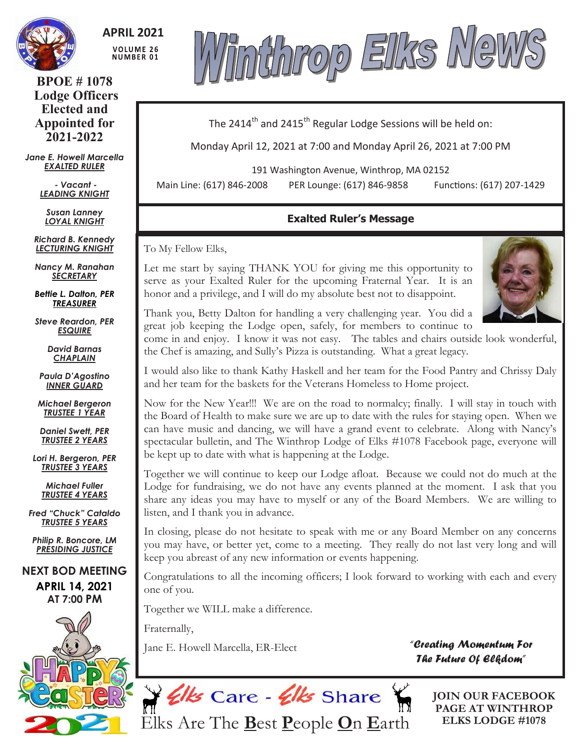**APRIL 2021**

**VOLUME 26 NUMBER 01**

# Winthrop Elks News

## BPOE # 1078 Lodge Officers Elected and Appointed for 2021-2022

*Jane E. Howell Marcella*
EXALTED RULER

*- Vacant -*
LEADING KNIGHT

*Susan Lanney*
LOYAL KNIGHT

*Richard B. Kennedy*
LECTURING KNIGHT

*Nancy M. Ranahan*
SECRETARY

*Bettie L. Dalton, PER*
TREASURER

*Steve Reardon, PER*
ESQUIRE

*David Barnas*
CHAPLAIN

*Paula D'Agostino*
INNER GUARD

*Michael Bergeron*
TRUSTEE 1 YEAR

*Daniel Swett, PER*
TRUSTEE 2 YEARS

*Lori H. Bergeron, PER*
TRUSTEE 3 YEARS

*Michael Fuller*
TRUSTEE 4 YEARS

*Fred "Chuck" Cataldo*
TRUSTEE 5 YEARS

*Philip R. Boncore, LM*
PRESIDING JUSTICE

**NEXT BOD MEETING**
**APRIL 14, 2021**
**AT 7:00 PM**

HAPPY EASTER 2021

---

The 2414th and 2415th Regular Lodge Sessions will be held on:

Monday April 12, 2021 at 7:00 and Monday April 26, 2021 at 7:00 PM

191 Washington Avenue, Winthrop, MA 02152

Main Line: (617) 846-2008 PER Lounge: (617) 846-9858 Functions: (617) 207-1429

## Exalted Ruler's Message

To My Fellow Elks,

Let me start by saying THANK YOU for giving me this opportunity to serve as your Exalted Ruler for the upcoming Fraternal Year. It is an honor and a privilege, and I will do my absolute best not to disappoint.

Thank you, Betty Dalton for handling a very challenging year. You did a great job keeping the Lodge open, safely, for members to continue to come in and enjoy. I know it was not easy. The tables and chairs outside look wonderful, the Chef is amazing, and Sully's Pizza is outstanding. What a great legacy.

I would also like to thank Kathy Haskell and her team for the Food Pantry and Chrissy Daly and her team for the baskets for the Veterans Homeless to Home project.

Now for the New Year!!! We are on the road to normalcy; finally. I will stay in touch with the Board of Health to make sure we are up to date with the rules for staying open. When we can have music and dancing, we will have a grand event to celebrate. Along with Nancy's spectacular bulletin, and The Winthrop Lodge of Elks #1078 Facebook page, everyone will be kept up to date with what is happening at the Lodge.

Together we will continue to keep our Lodge afloat. Because we could not do much at the Lodge for fundraising, we do not have any events planned at the moment. I ask that you share any ideas you may have to myself or any of the Board Members. We are willing to listen, and I thank you in advance.

In closing, please do not hesitate to speak with me or any Board Member on any concerns you may have, or better yet, come to a meeting. They really do not last very long and will keep you abreast of any new information or events happening.

Congratulations to all the incoming officers; I look forward to working with each and every one of you.

Together we WILL make a difference.

Fraternally,

Jane E. Howell Marcella, ER-Elect

*"Creating Momentum For The Future Of Elkdom"*

Elks Care - Elks Share

Elks Are The **B**est **P**eople **O**n **E**arth

**JOIN OUR FACEBOOK PAGE AT WINTHROP ELKS LODGE #1078**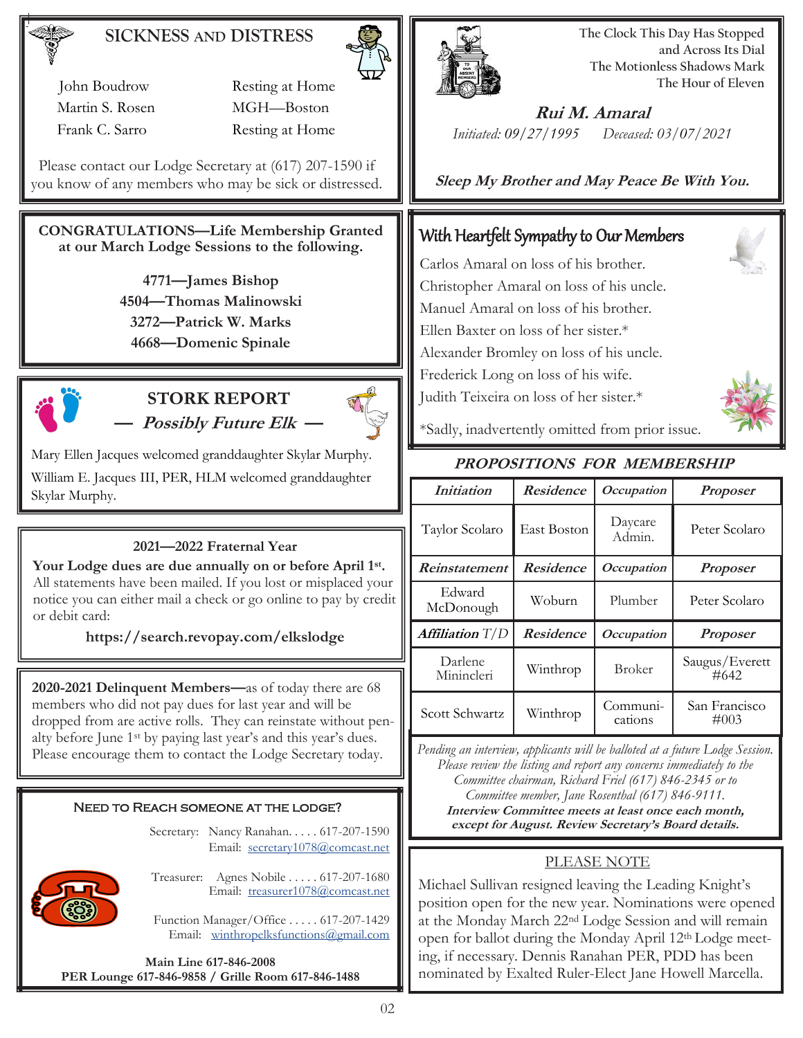## SICKNESS AND DISTRESS

| | |
|---|---|
| John Boudrow | Resting at Home |
| Martin S. Rosen | MGH—Boston |
| Frank C. Sarro | Resting at Home |

Please contact our Lodge Secretary at (617) 207-1590 if you know of any members who may be sick or distressed.

**CONGRATULATIONS—Life Membership Granted at our March Lodge Sessions to the following.**

**4771—James Bishop**
**4504—Thomas Malinowski**
**3272—Patrick W. Marks**
**4668—Domenic Spinale**

## STORK REPORT

### — *Possibly Future Elk* —

Mary Ellen Jacques welcomed granddaughter Skylar Murphy.

William E. Jacques III, PER, HLM welcomed granddaughter Skylar Murphy.

**2021—2022 Fraternal Year**

**Your Lodge dues are due annually on or before April 1st.** All statements have been mailed. If you lost or misplaced your notice you can either mail a check or go online to pay by credit or debit card:

**https://search.revopay.com/elkslodge**

**2020-2021 Delinquent Members—**as of today there are 68 members who did not pay dues for last year and will be dropped from are active rolls. They can reinstate without penalty before June 1st by paying last year's and this year's dues. Please encourage them to contact the Lodge Secretary today.

### NEED TO REACH SOMEONE AT THE LODGE?

Secretary: Nancy Ranahan. . . . . 617-207-1590
Email: secretary1078@comcast.net

Treasurer: Agnes Nobile . . . . . 617-207-1680
Email: treasurer1078@comcast.net

Function Manager/Office . . . . . 617-207-1429
Email: winthropelksfunctions@gmail.com

**Main Line 617-846-2008**
**PER Lounge 617-846-9858 / Grille Room 617-846-1488**

The Clock This Day Has Stopped
and Across Its Dial
The Motionless Shadows Mark
The Hour of Eleven

***Rui M. Amaral***

*Initiated: 09/27/1995* *Deceased: 03/07/2021*

***Sleep My Brother and May Peace Be With You.***

## With Heartfelt Sympathy to Our Members

Carlos Amaral on loss of his brother.
Christopher Amaral on loss of his uncle.
Manuel Amaral on loss of his brother.
Ellen Baxter on loss of her sister.*
Alexander Bromley on loss of his uncle.
Frederick Long on loss of his wife.
Judith Teixeira on loss of her sister.*

*Sadly, inadvertently omitted from prior issue.

### *PROPOSITIONS FOR MEMBERSHIP*

| ***Initiation*** | ***Residence*** | ***Occupation*** | ***Proposer*** |
|---|---|---|---|
| Taylor Scolaro | East Boston | Daycare Admin. | Peter Scolaro |
| ***Reinstatement*** | ***Residence*** | ***Occupation*** | ***Proposer*** |
| Edward McDonough | Woburn | Plumber | Peter Scolaro |
| ***Affiliation** T/D* | ***Residence*** | ***Occupation*** | ***Proposer*** |
| Darlene Minincleri | Winthrop | Broker | Saugus/Everett #642 |
| Scott Schwartz | Winthrop | Communi-cations | San Francisco #003 |

*Pending an interview, applicants will be balloted at a future Lodge Session. Please review the listing and report any concerns immediately to the Committee chairman, Richard Friel (617) 846-2345 or to Committee member, Jane Rosenthal (617) 846-9111.*
***Interview Committee meets at least once each month, except for August. Review Secretary's Board details.***

PLEASE NOTE

Michael Sullivan resigned leaving the Leading Knight's position open for the new year. Nominations were opened at the Monday March 22nd Lodge Session and will remain open for ballot during the Monday April 12th Lodge meeting, if necessary. Dennis Ranahan PER, PDD has been nominated by Exalted Ruler-Elect Jane Howell Marcella.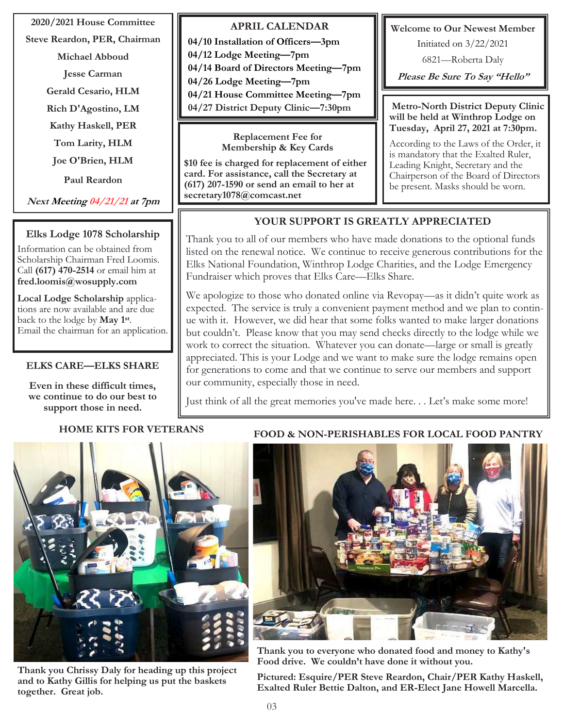**2020/2021 House Committee**

**Steve Reardon, PER, Chairman**

**Michael Abboud**

**Jesse Carman**

**Gerald Cesario, HLM**

**Rich D'Agostino, LM**

**Kathy Haskell, PER**

**Tom Larity, HLM**

**Joe O'Brien, HLM**

**Paul Reardon**

***Next Meeting 04/21/21 at 7pm***

## APRIL CALENDAR

**04/10 Installation of Officers—3pm**
**04/12 Lodge Meeting—7pm**
**04/14 Board of Directors Meeting—7pm**
**04/26 Lodge Meeting—7pm**
**04/21 House Committee Meeting—7pm**
**04/27 District Deputy Clinic—7:30pm**

**Welcome to Our Newest Member**

Initiated on 3/22/2021

6821—Roberta Daly

***Please Be Sure To Say "Hello"***

**Replacement Fee for Membership & Key Cards**

**$10 fee is charged for replacement of either card. For assistance, call the Secretary at (617) 207-1590 or send an email to her at secretary1078@comcast.net**

**Metro-North District Deputy Clinic will be held at Winthrop Lodge on Tuesday, April 27, 2021 at 7:30pm.**

According to the Laws of the Order, it is mandatory that the Exalted Ruler, Leading Knight, Secretary and the Chairperson of the Board of Directors be present. Masks should be worn.

## Elks Lodge 1078 Scholarship

Information can be obtained from Scholarship Chairman Fred Loomis. Call **(617) 470-2514** or email him at **fred.loomis@wosupply.com**

**Local Lodge Scholarship** applications are now available and are due back to the lodge by **May 1st**. Email the chairman for an application.

## YOUR SUPPORT IS GREATLY APPRECIATED

Thank you to all of our members who have made donations to the optional funds listed on the renewal notice. We continue to receive generous contributions for the Elks National Foundation, Winthrop Lodge Charities, and the Lodge Emergency Fundraiser which proves that Elks Care—Elks Share.

We apologize to those who donated online via Revopay—as it didn't quite work as expected. The service is truly a convenient payment method and we plan to continue with it. However, we did hear that some folks wanted to make larger donations but couldn't. Please know that you may send checks directly to the lodge while we work to correct the situation. Whatever you can donate—large or small is greatly appreciated. This is your Lodge and we want to make sure the lodge remains open for generations to come and that we continue to serve our members and support our community, especially those in need.

Just think of all the great memories you've made here. . . Let's make some more!

## ELKS CARE—ELKS SHARE

**Even in these difficult times, we continue to do our best to support those in need.**

**HOME KITS FOR VETERANS**

**Thank you Chrissy Daly for heading up this project and to Kathy Gillis for helping us put the baskets together. Great job.**

**FOOD & NON-PERISHABLES FOR LOCAL FOOD PANTRY**

**Thank you to everyone who donated food and money to Kathy's Food drive. We couldn't have done it without you.**

**Pictured: Esquire/PER Steve Reardon, Chair/PER Kathy Haskell, Exalted Ruler Bettie Dalton, and ER-Elect Jane Howell Marcella.**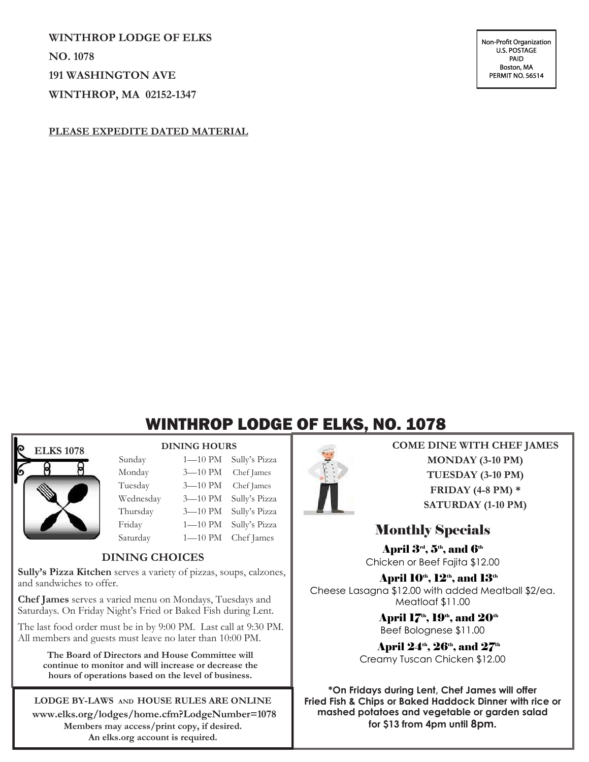**WINTHROP LODGE OF ELKS**

**NO. 1078**

**191 WASHINGTON AVE**

**WINTHROP, MA 02152-1347**

Non-Profit Organization
U.S. POSTAGE
PAID
Boston, MA
PERMIT NO. 56514

**PLEASE EXPEDITE DATED MATERIAL**

# WINTHROP LODGE OF ELKS, NO. 1078

ELKS 1078

**DINING HOURS**

| | | |
|---|---|---|
| Sunday | 1—10 PM | Sully's Pizza |
| Monday | 3—10 PM | Chef James |
| Tuesday | 3—10 PM | Chef James |
| Wednesday | 3—10 PM | Sully's Pizza |
| Thursday | 3—10 PM | Sully's Pizza |
| Friday | 1—10 PM | Sully's Pizza |
| Saturday | 1—10 PM | Chef James |

## DINING CHOICES

**Sully's Pizza Kitchen** serves a variety of pizzas, soups, calzones, and sandwiches to offer.

**Chef James** serves a varied menu on Mondays, Tuesdays and Saturdays. On Friday Night's Fried or Baked Fish during Lent.

The last food order must be in by 9:00 PM. Last call at 9:30 PM. All members and guests must leave no later than 10:00 PM.

**The Board of Directors and House Committee will continue to monitor and will increase or decrease the hours of operations based on the level of business.**

**LODGE BY-LAWS AND HOUSE RULES ARE ONLINE**
**www.elks.org/lodges/home.cfm?LodgeNumber=1078**
**Members may access/print copy, if desired.**
**An elks.org account is required.**

**COME DINE WITH CHEF JAMES**
**MONDAY (3-10 PM)**
**TUESDAY (3-10 PM)**
**FRIDAY (4-8 PM) ***
**SATURDAY (1-10 PM)**

## Monthly Specials

**April 3rd, 5th, and 6th**
Chicken or Beef Fajita $12.00

**April 10th, 12th, and 13th**
Cheese Lasagna $12.00 with added Meatball $2/ea.
Meatloaf $11.00

**April 17th, 19th, and 20th**
Beef Bolognese $11.00

**April 24th, 26th, and 27th**
Creamy Tuscan Chicken $12.00

**\*On Fridays during Lent, Chef James will offer Fried Fish & Chips or Baked Haddock Dinner with rice or mashed potatoes and vegetable or garden salad for $13 from 4pm until 8pm.**